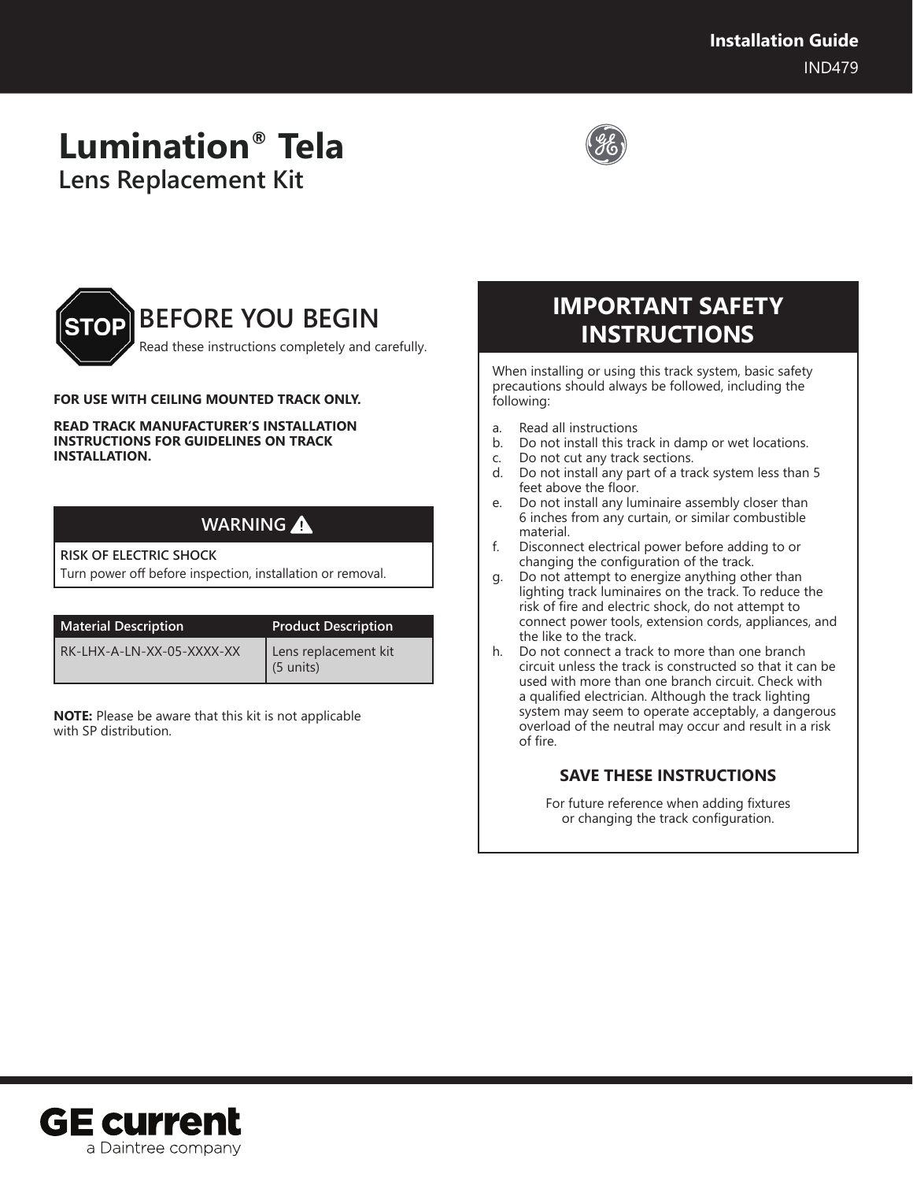Installation Guide
IND479

# Lumination® Tela
## Lens Replacement Kit

## BEFORE YOU BEGIN

Read these instructions completely and carefully.

**FOR USE WITH CEILING MOUNTED TRACK ONLY.**

**READ TRACK MANUFACTURER'S INSTALLATION INSTRUCTIONS FOR GUIDELINES ON TRACK INSTALLATION.**

### WARNING

**RISK OF ELECTRIC SHOCK**
Turn power off before inspection, installation or removal.

| Material Description | Product Description |
|---|---|
| RK-LHX-A-LN-XX-05-XXXX-XX | Lens replacement kit (5 units) |

**NOTE:** Please be aware that this kit is not applicable with SP distribution.

## IMPORTANT SAFETY INSTRUCTIONS

When installing or using this track system, basic safety precautions should always be followed, including the following:

a. Read all instructions
b. Do not install this track in damp or wet locations.
c. Do not cut any track sections.
d. Do not install any part of a track system less than 5 feet above the floor.
e. Do not install any luminaire assembly closer than 6 inches from any curtain, or similar combustible material.
f. Disconnect electrical power before adding to or changing the configuration of the track.
g. Do not attempt to energize anything other than lighting track luminaires on the track. To reduce the risk of fire and electric shock, do not attempt to connect power tools, extension cords, appliances, and the like to the track.
h. Do not connect a track to more than one branch circuit unless the track is constructed so that it can be used with more than one branch circuit. Check with a qualified electrician. Although the track lighting system may seem to operate acceptably, a dangerous overload of the neutral may occur and result in a risk of fire.

**SAVE THESE INSTRUCTIONS**

For future reference when adding fixtures or changing the track configuration.

GE current
a Daintree company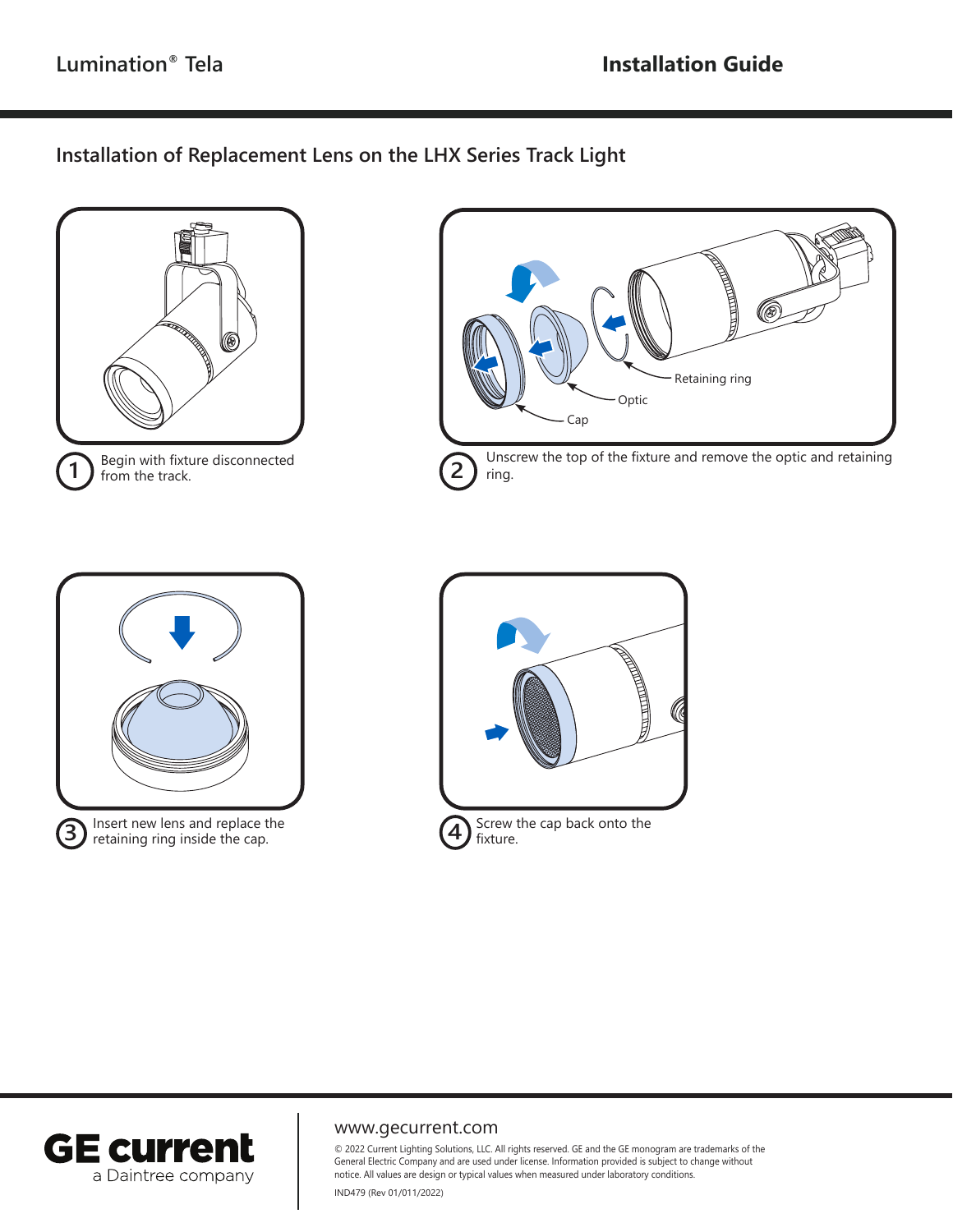## Installation of Replacement Lens on the LHX Series Track Light

1 Begin with fixture disconnected from the track.

Retaining ring

Optic

Cap

2 Unscrew the top of the fixture and remove the optic and retaining ring.

3 Insert new lens and replace the retaining ring inside the cap.

4 Screw the cap back onto the fixture.

GE current
a Daintree company

www.gecurrent.com

© 2022 Current Lighting Solutions, LLC. All rights reserved. GE and the GE monogram are trademarks of the General Electric Company and are used under license. Information provided is subject to change without notice. All values are design or typical values when measured under laboratory conditions.

IND479 (Rev 01/011/2022)